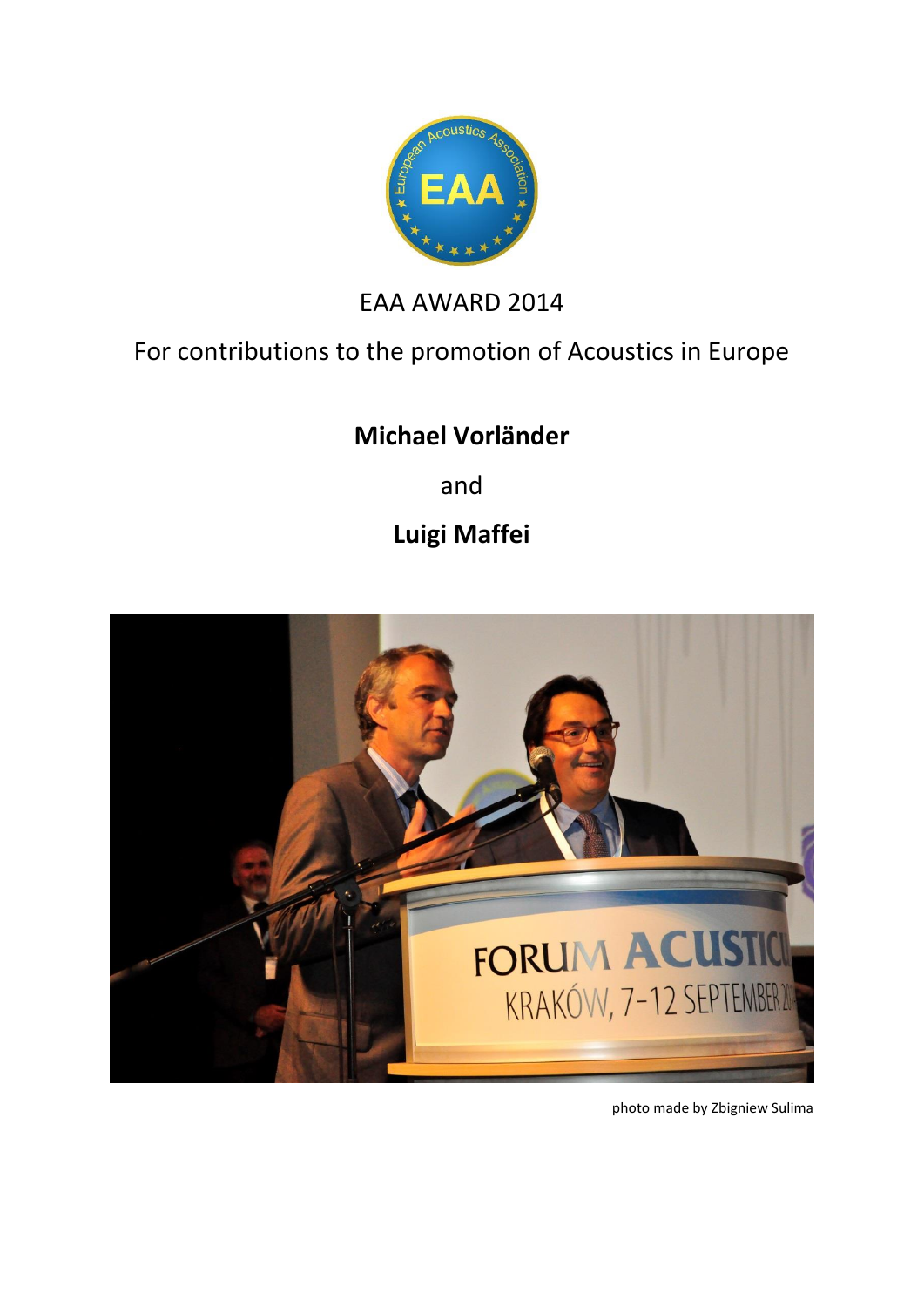EAA AWARD 2014

For contributions to the promotion of Acoustics in Europe

**Michael Vorländer**

and

**Luigi Maffei**

photo made by Zbigniew Sulima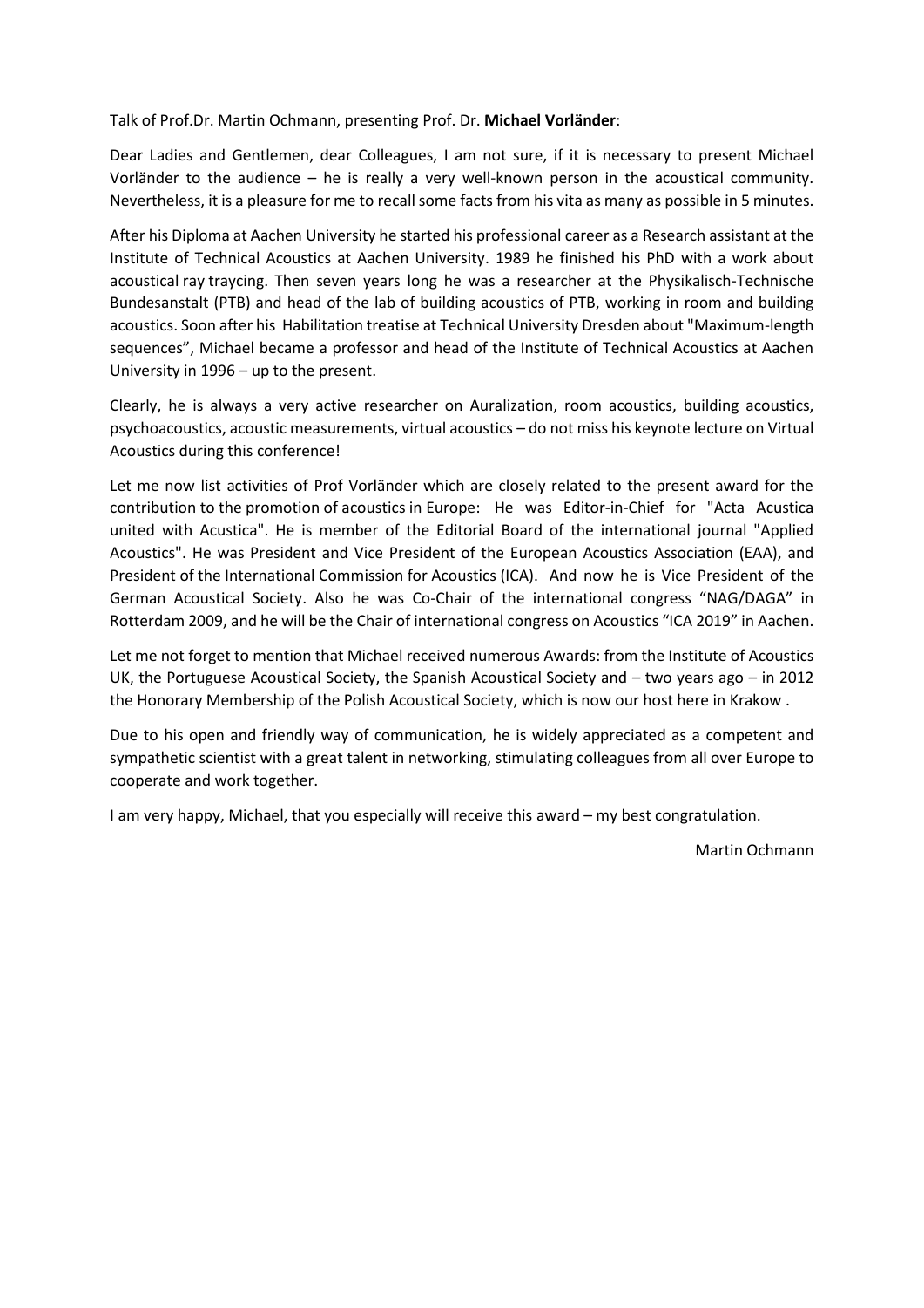Talk of Prof.Dr. Martin Ochmann, presenting Prof. Dr. **Michael Vorländer**:

Dear Ladies and Gentlemen, dear Colleagues, I am not sure, if it is necessary to present Michael Vorländer to the audience – he is really a very well-known person in the acoustical community. Nevertheless, it is a pleasure for me to recall some facts from his vita as many as possible in 5 minutes.

After his Diploma at Aachen University he started his professional career as a Research assistant at the Institute of Technical Acoustics at Aachen University. 1989 he finished his PhD with a work about acoustical ray traycing. Then seven years long he was a researcher at the Physikalisch-Technische Bundesanstalt (PTB) and head of the lab of building acoustics of PTB, working in room and building acoustics. Soon after his Habilitation treatise at Technical University Dresden about "Maximum-length sequences", Michael became a professor and head of the Institute of Technical Acoustics at Aachen University in 1996 – up to the present.

Clearly, he is always a very active researcher on Auralization, room acoustics, building acoustics, psychoacoustics, acoustic measurements, virtual acoustics – do not miss his keynote lecture on Virtual Acoustics during this conference!

Let me now list activities of Prof Vorländer which are closely related to the present award for the contribution to the promotion of acoustics in Europe: He was Editor-in-Chief for "Acta Acustica united with Acustica". He is member of the Editorial Board of the international journal "Applied Acoustics". He was President and Vice President of the European Acoustics Association (EAA), and President of the International Commission for Acoustics (ICA). And now he is Vice President of the German Acoustical Society. Also he was Co-Chair of the international congress "NAG/DAGA" in Rotterdam 2009, and he will be the Chair of international congress on Acoustics "ICA 2019" in Aachen.

Let me not forget to mention that Michael received numerous Awards: from the Institute of Acoustics UK, the Portuguese Acoustical Society, the Spanish Acoustical Society and – two years ago – in 2012 the Honorary Membership of the Polish Acoustical Society, which is now our host here in Krakow .

Due to his open and friendly way of communication, he is widely appreciated as a competent and sympathetic scientist with a great talent in networking, stimulating colleagues from all over Europe to cooperate and work together.

I am very happy, Michael, that you especially will receive this award – my best congratulation.

Martin Ochmann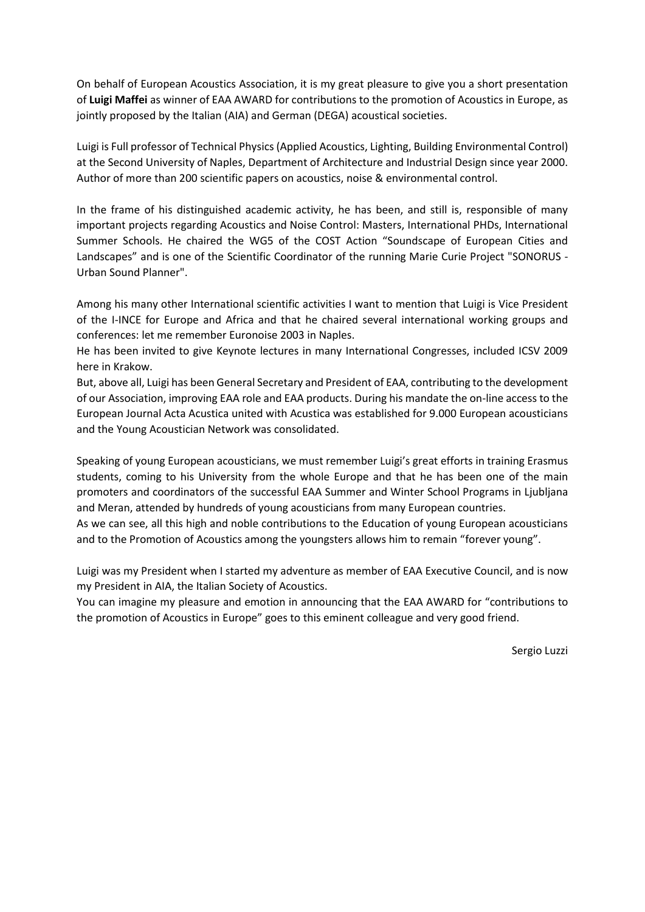On behalf of European Acoustics Association, it is my great pleasure to give you a short presentation of **Luigi Maffei** as winner of EAA AWARD for contributions to the promotion of Acoustics in Europe, as jointly proposed by the Italian (AIA) and German (DEGA) acoustical societies.

Luigi is Full professor of Technical Physics (Applied Acoustics, Lighting, Building Environmental Control) at the Second University of Naples, Department of Architecture and Industrial Design since year 2000. Author of more than 200 scientific papers on acoustics, noise & environmental control.

In the frame of his distinguished academic activity, he has been, and still is, responsible of many important projects regarding Acoustics and Noise Control: Masters, International PHDs, International Summer Schools. He chaired the WG5 of the COST Action “Soundscape of European Cities and Landscapes” and is one of the Scientific Coordinator of the running Marie Curie Project "SONORUS - Urban Sound Planner".

Among his many other International scientific activities I want to mention that Luigi is Vice President of the I-INCE for Europe and Africa and that he chaired several international working groups and conferences: let me remember Euronoise 2003 in Naples.
He has been invited to give Keynote lectures in many International Congresses, included ICSV 2009 here in Krakow.
But, above all, Luigi has been General Secretary and President of EAA, contributing to the development of our Association, improving EAA role and EAA products. During his mandate the on-line access to the European Journal Acta Acustica united with Acustica was established for 9.000 European acousticians and the Young Acoustician Network was consolidated.

Speaking of young European acousticians, we must remember Luigi’s great efforts in training Erasmus students, coming to his University from the whole Europe and that he has been one of the main promoters and coordinators of the successful EAA Summer and Winter School Programs in Ljubljana and Meran, attended by hundreds of young acousticians from many European countries.
As we can see, all this high and noble contributions to the Education of young European acousticians and to the Promotion of Acoustics among the youngsters allows him to remain “forever young”.

Luigi was my President when I started my adventure as member of EAA Executive Council, and is now my President in AIA, the Italian Society of Acoustics.
You can imagine my pleasure and emotion in announcing that the EAA AWARD for “contributions to the promotion of Acoustics in Europe” goes to this eminent colleague and very good friend.

Sergio Luzzi